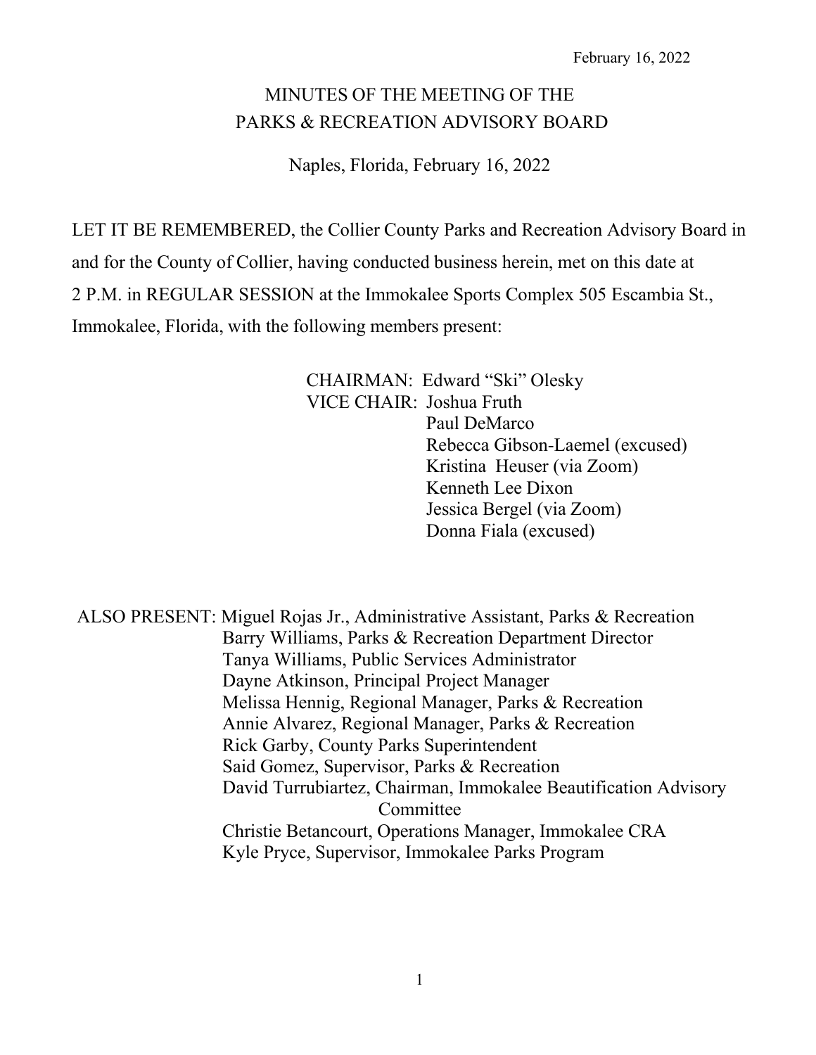February 16, 2022

# MINUTES OF THE MEETING OF THE PARKS & RECREATION ADVISORY BOARD

Naples, Florida, February 16, 2022

LET IT BE REMEMBERED, the Collier County Parks and Recreation Advisory Board in and for the County of Collier, having conducted business herein, met on this date at 2 P.M. in REGULAR SESSION at the Immokalee Sports Complex 505 Escambia St., Immokalee, Florida, with the following members present:

CHAIRMAN: Edward "Ski" Olesky
VICE CHAIR: Joshua Fruth
Paul DeMarco
Rebecca Gibson-Laemel (excused)
Kristina Heuser (via Zoom)
Kenneth Lee Dixon
Jessica Bergel (via Zoom)
Donna Fiala (excused)

ALSO PRESENT: Miguel Rojas Jr., Administrative Assistant, Parks & Recreation
Barry Williams, Parks & Recreation Department Director
Tanya Williams, Public Services Administrator
Dayne Atkinson, Principal Project Manager
Melissa Hennig, Regional Manager, Parks & Recreation
Annie Alvarez, Regional Manager, Parks & Recreation
Rick Garby, County Parks Superintendent
Said Gomez, Supervisor, Parks & Recreation
David Turrubiartez, Chairman, Immokalee Beautification Advisory Committee
Christie Betancourt, Operations Manager, Immokalee CRA
Kyle Pryce, Supervisor, Immokalee Parks Program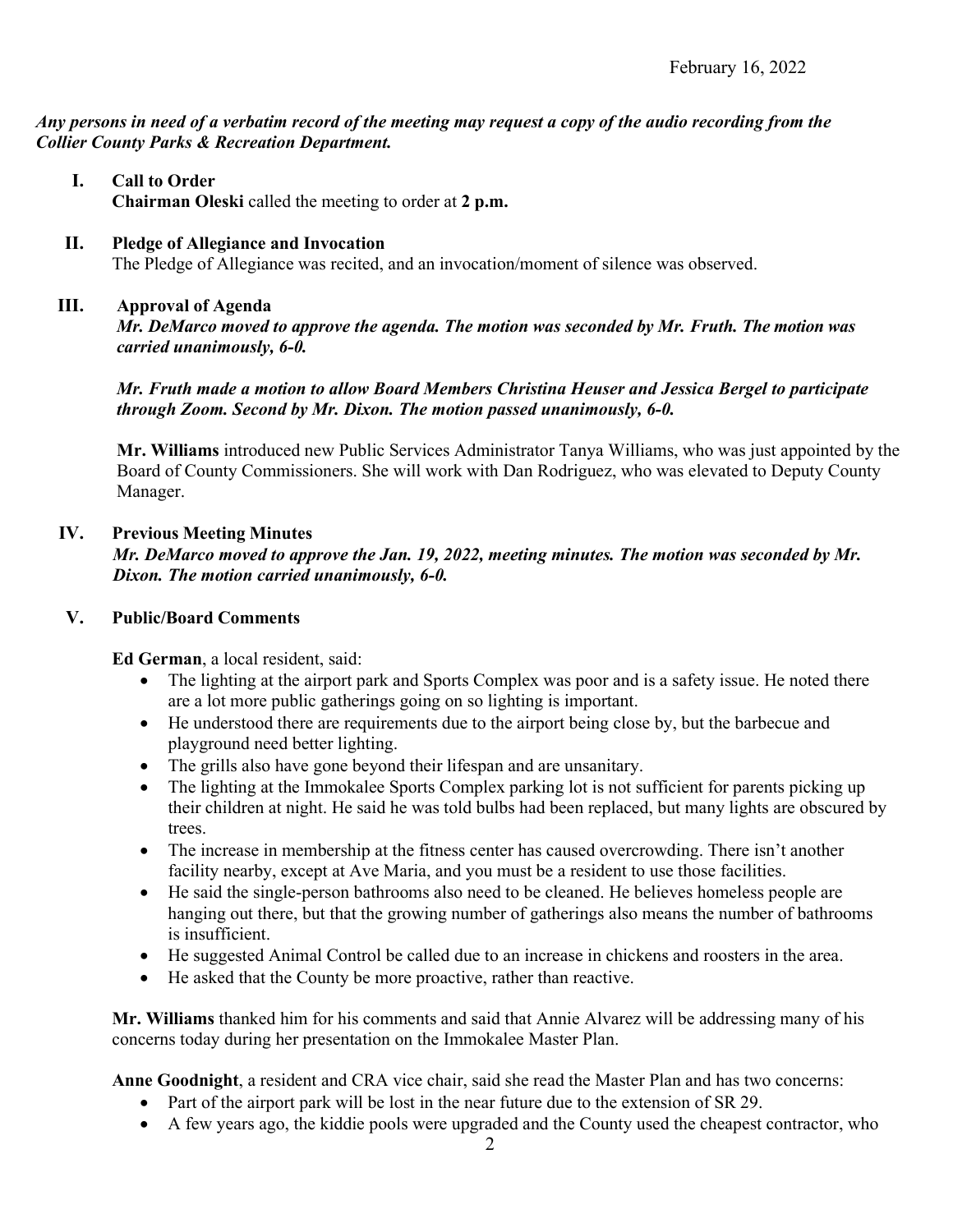February 16, 2022

***Any persons in need of a verbatim record of the meeting may request a copy of the audio recording from the Collier County Parks & Recreation Department.***

**I. Call to Order**

**Chairman Oleski** called the meeting to order at **2 p.m.**

**II. Pledge of Allegiance and Invocation**

The Pledge of Allegiance was recited, and an invocation/moment of silence was observed.

**III. Approval of Agenda**

***Mr. DeMarco moved to approve the agenda. The motion was seconded by Mr. Fruth. The motion was carried unanimously, 6-0.***

***Mr. Fruth made a motion to allow Board Members Christina Heuser and Jessica Bergel to participate through Zoom. Second by Mr. Dixon. The motion passed unanimously, 6-0.***

**Mr. Williams** introduced new Public Services Administrator Tanya Williams, who was just appointed by the Board of County Commissioners. She will work with Dan Rodriguez, who was elevated to Deputy County Manager.

**IV. Previous Meeting Minutes**

***Mr. DeMarco moved to approve the Jan. 19, 2022, meeting minutes. The motion was seconded by Mr. Dixon. The motion carried unanimously, 6-0.***

**V. Public/Board Comments**

**Ed German**, a local resident, said:

- The lighting at the airport park and Sports Complex was poor and is a safety issue. He noted there are a lot more public gatherings going on so lighting is important.
- He understood there are requirements due to the airport being close by, but the barbecue and playground need better lighting.
- The grills also have gone beyond their lifespan and are unsanitary.
- The lighting at the Immokalee Sports Complex parking lot is not sufficient for parents picking up their children at night. He said he was told bulbs had been replaced, but many lights are obscured by trees.
- The increase in membership at the fitness center has caused overcrowding. There isn't another facility nearby, except at Ave Maria, and you must be a resident to use those facilities.
- He said the single-person bathrooms also need to be cleaned. He believes homeless people are hanging out there, but that the growing number of gatherings also means the number of bathrooms is insufficient.
- He suggested Animal Control be called due to an increase in chickens and roosters in the area.
- He asked that the County be more proactive, rather than reactive.

**Mr. Williams** thanked him for his comments and said that Annie Alvarez will be addressing many of his concerns today during her presentation on the Immokalee Master Plan.

**Anne Goodnight**, a resident and CRA vice chair, said she read the Master Plan and has two concerns:

- Part of the airport park will be lost in the near future due to the extension of SR 29.
- A few years ago, the kiddie pools were upgraded and the County used the cheapest contractor, who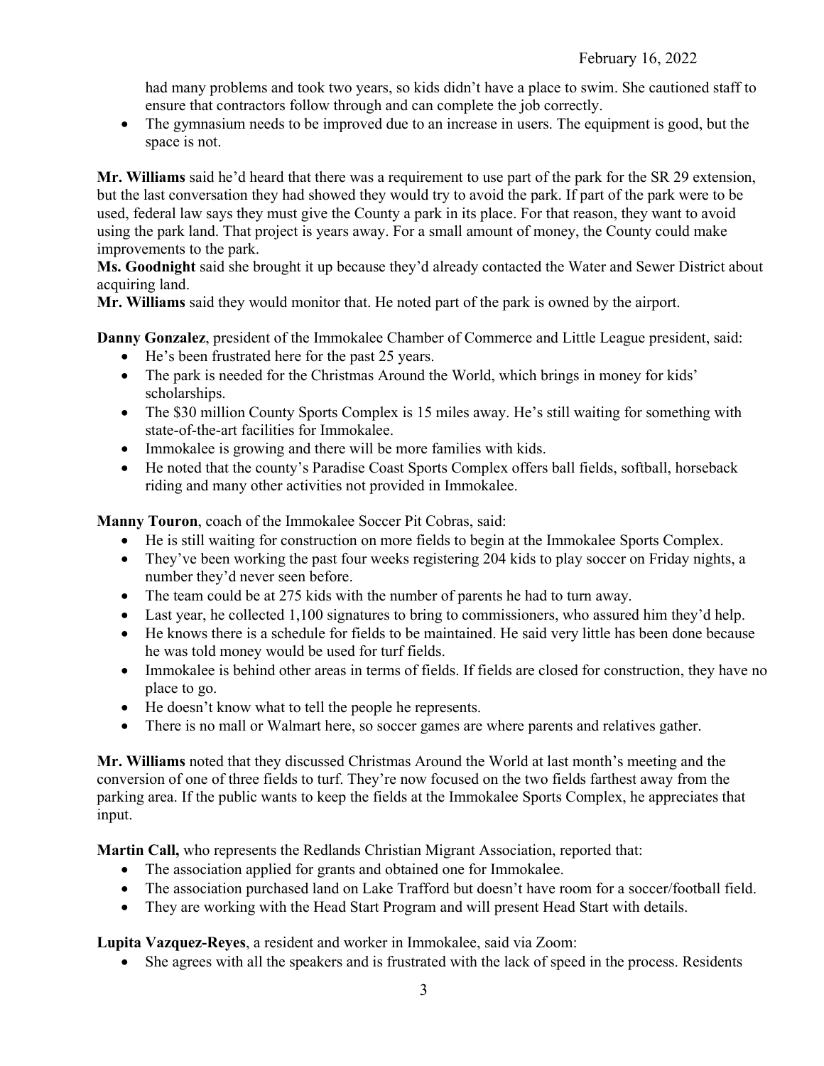had many problems and took two years, so kids didn't have a place to swim. She cautioned staff to ensure that contractors follow through and can complete the job correctly.

- The gymnasium needs to be improved due to an increase in users. The equipment is good, but the space is not.

**Mr. Williams** said he'd heard that there was a requirement to use part of the park for the SR 29 extension, but the last conversation they had showed they would try to avoid the park. If part of the park were to be used, federal law says they must give the County a park in its place. For that reason, they want to avoid using the park land. That project is years away. For a small amount of money, the County could make improvements to the park.

**Ms. Goodnight** said she brought it up because they'd already contacted the Water and Sewer District about acquiring land.

**Mr. Williams** said they would monitor that. He noted part of the park is owned by the airport.

**Danny Gonzalez**, president of the Immokalee Chamber of Commerce and Little League president, said:

- He's been frustrated here for the past 25 years.
- The park is needed for the Christmas Around the World, which brings in money for kids' scholarships.
- The $30 million County Sports Complex is 15 miles away. He's still waiting for something with state-of-the-art facilities for Immokalee.
- Immokalee is growing and there will be more families with kids.
- He noted that the county's Paradise Coast Sports Complex offers ball fields, softball, horseback riding and many other activities not provided in Immokalee.

**Manny Touron**, coach of the Immokalee Soccer Pit Cobras, said:

- He is still waiting for construction on more fields to begin at the Immokalee Sports Complex.
- They've been working the past four weeks registering 204 kids to play soccer on Friday nights, a number they'd never seen before.
- The team could be at 275 kids with the number of parents he had to turn away.
- Last year, he collected 1,100 signatures to bring to commissioners, who assured him they'd help.
- He knows there is a schedule for fields to be maintained. He said very little has been done because he was told money would be used for turf fields.
- Immokalee is behind other areas in terms of fields. If fields are closed for construction, they have no place to go.
- He doesn't know what to tell the people he represents.
- There is no mall or Walmart here, so soccer games are where parents and relatives gather.

**Mr. Williams** noted that they discussed Christmas Around the World at last month's meeting and the conversion of one of three fields to turf. They're now focused on the two fields farthest away from the parking area. If the public wants to keep the fields at the Immokalee Sports Complex, he appreciates that input.

**Martin Call,** who represents the Redlands Christian Migrant Association, reported that:

- The association applied for grants and obtained one for Immokalee.
- The association purchased land on Lake Trafford but doesn't have room for a soccer/football field.
- They are working with the Head Start Program and will present Head Start with details.

**Lupita Vazquez-Reyes**, a resident and worker in Immokalee, said via Zoom:

- She agrees with all the speakers and is frustrated with the lack of speed in the process. Residents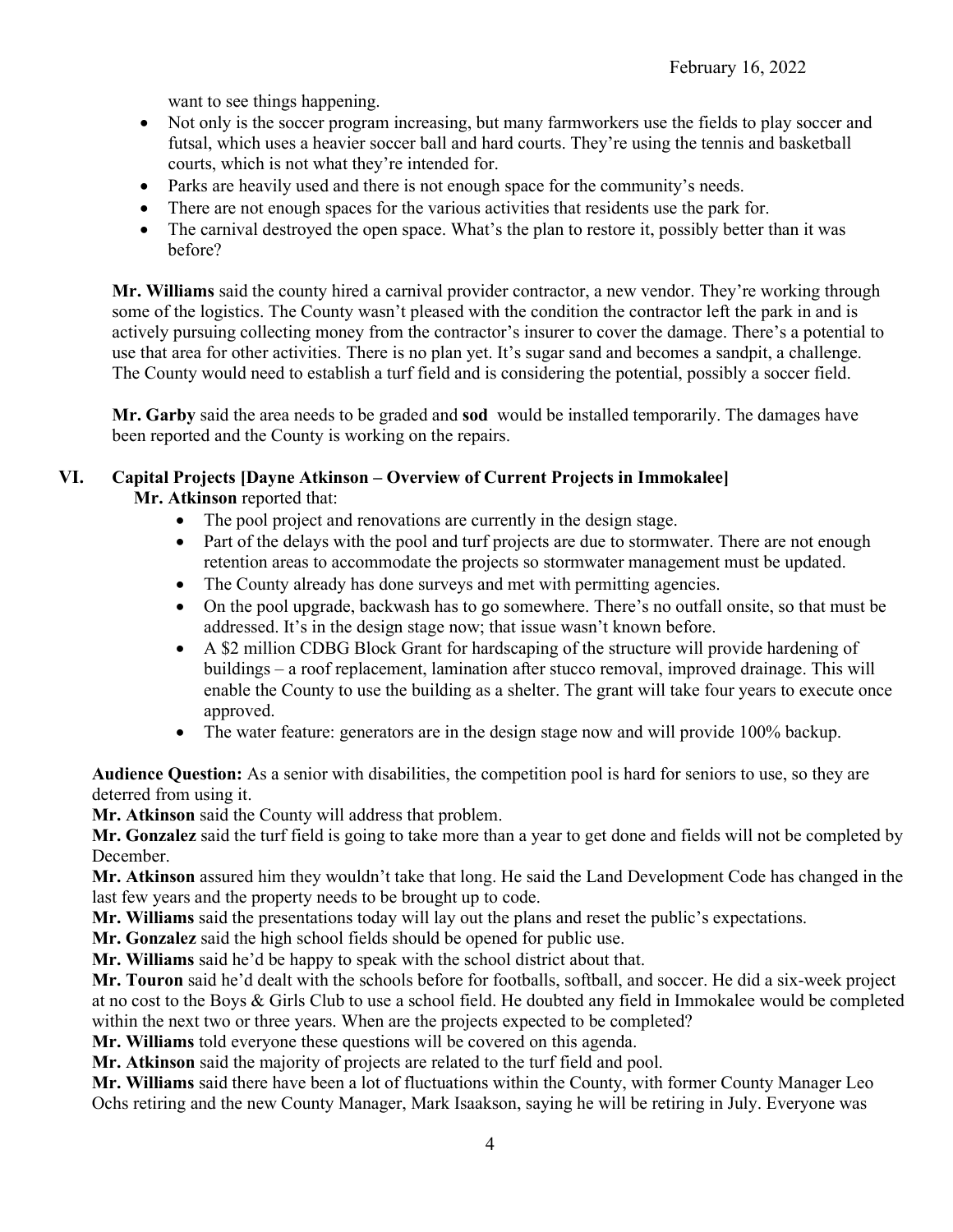want to see things happening.

- Not only is the soccer program increasing, but many farmworkers use the fields to play soccer and futsal, which uses a heavier soccer ball and hard courts. They're using the tennis and basketball courts, which is not what they're intended for.
- Parks are heavily used and there is not enough space for the community's needs.
- There are not enough spaces for the various activities that residents use the park for.
- The carnival destroyed the open space. What's the plan to restore it, possibly better than it was before?

**Mr. Williams** said the county hired a carnival provider contractor, a new vendor. They're working through some of the logistics. The County wasn't pleased with the condition the contractor left the park in and is actively pursuing collecting money from the contractor's insurer to cover the damage. There's a potential to use that area for other activities. There is no plan yet. It's sugar sand and becomes a sandpit, a challenge. The County would need to establish a turf field and is considering the potential, possibly a soccer field.

**Mr. Garby** said the area needs to be graded and **sod** would be installed temporarily. The damages have been reported and the County is working on the repairs.

## VI. Capital Projects [Dayne Atkinson – Overview of Current Projects in Immokalee]

**Mr. Atkinson** reported that:

- The pool project and renovations are currently in the design stage.
- Part of the delays with the pool and turf projects are due to stormwater. There are not enough retention areas to accommodate the projects so stormwater management must be updated.
- The County already has done surveys and met with permitting agencies.
- On the pool upgrade, backwash has to go somewhere. There's no outfall onsite, so that must be addressed. It's in the design stage now; that issue wasn't known before.
- A $2 million CDBG Block Grant for hardscaping of the structure will provide hardening of buildings – a roof replacement, lamination after stucco removal, improved drainage. This will enable the County to use the building as a shelter. The grant will take four years to execute once approved.
- The water feature: generators are in the design stage now and will provide 100% backup.

**Audience Question:** As a senior with disabilities, the competition pool is hard for seniors to use, so they are deterred from using it.

**Mr. Atkinson** said the County will address that problem.

**Mr. Gonzalez** said the turf field is going to take more than a year to get done and fields will not be completed by December.

**Mr. Atkinson** assured him they wouldn't take that long. He said the Land Development Code has changed in the last few years and the property needs to be brought up to code.

**Mr. Williams** said the presentations today will lay out the plans and reset the public's expectations.

**Mr. Gonzalez** said the high school fields should be opened for public use.

**Mr. Williams** said he'd be happy to speak with the school district about that.

**Mr. Touron** said he'd dealt with the schools before for footballs, softball, and soccer. He did a six-week project at no cost to the Boys & Girls Club to use a school field. He doubted any field in Immokalee would be completed within the next two or three years. When are the projects expected to be completed?

**Mr. Williams** told everyone these questions will be covered on this agenda.

**Mr. Atkinson** said the majority of projects are related to the turf field and pool.

**Mr. Williams** said there have been a lot of fluctuations within the County, with former County Manager Leo Ochs retiring and the new County Manager, Mark Isaakson, saying he will be retiring in July. Everyone was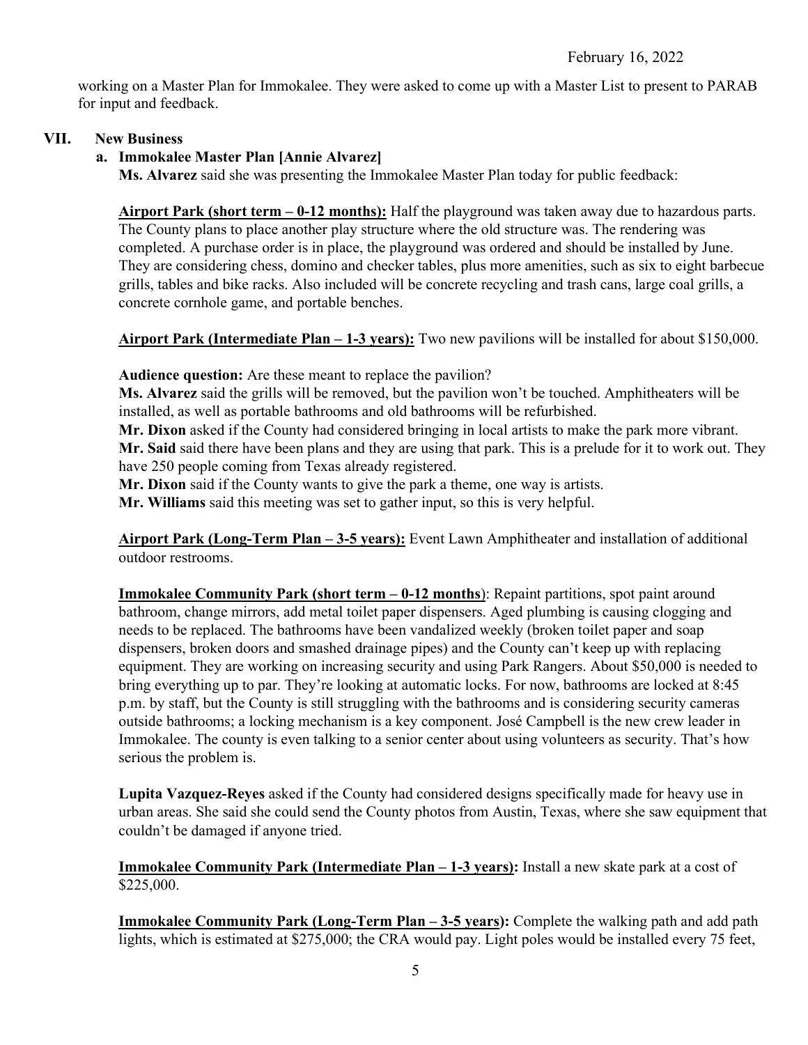working on a Master Plan for Immokalee. They were asked to come up with a Master List to present to PARAB for input and feedback.

## VII. New Business

### a. Immokalee Master Plan [Annie Alvarez]

**Ms. Alvarez** said she was presenting the Immokalee Master Plan today for public feedback:

**Airport Park (short term – 0-12 months):** Half the playground was taken away due to hazardous parts. The County plans to place another play structure where the old structure was. The rendering was completed. A purchase order is in place, the playground was ordered and should be installed by June. They are considering chess, domino and checker tables, plus more amenities, such as six to eight barbecue grills, tables and bike racks. Also included will be concrete recycling and trash cans, large coal grills, a concrete cornhole game, and portable benches.

**Airport Park (Intermediate Plan – 1-3 years):** Two new pavilions will be installed for about $150,000.

**Audience question:** Are these meant to replace the pavilion?
**Ms. Alvarez** said the grills will be removed, but the pavilion won't be touched. Amphitheaters will be installed, as well as portable bathrooms and old bathrooms will be refurbished.
**Mr. Dixon** asked if the County had considered bringing in local artists to make the park more vibrant.
**Mr. Said** said there have been plans and they are using that park. This is a prelude for it to work out. They have 250 people coming from Texas already registered.
**Mr. Dixon** said if the County wants to give the park a theme, one way is artists.
**Mr. Williams** said this meeting was set to gather input, so this is very helpful.

**Airport Park (Long-Term Plan – 3-5 years):** Event Lawn Amphitheater and installation of additional outdoor restrooms.

**Immokalee Community Park (short term – 0-12 months**): Repaint partitions, spot paint around bathroom, change mirrors, add metal toilet paper dispensers. Aged plumbing is causing clogging and needs to be replaced. The bathrooms have been vandalized weekly (broken toilet paper and soap dispensers, broken doors and smashed drainage pipes) and the County can't keep up with replacing equipment. They are working on increasing security and using Park Rangers. About $50,000 is needed to bring everything up to par. They're looking at automatic locks. For now, bathrooms are locked at 8:45 p.m. by staff, but the County is still struggling with the bathrooms and is considering security cameras outside bathrooms; a locking mechanism is a key component. José Campbell is the new crew leader in Immokalee. The county is even talking to a senior center about using volunteers as security. That's how serious the problem is.

**Lupita Vazquez-Reyes** asked if the County had considered designs specifically made for heavy use in urban areas. She said she could send the County photos from Austin, Texas, where she saw equipment that couldn't be damaged if anyone tried.

**Immokalee Community Park (Intermediate Plan – 1-3 years):** Install a new skate park at a cost of $225,000.

**Immokalee Community Park (Long-Term Plan – 3-5 years):** Complete the walking path and add path lights, which is estimated at $275,000; the CRA would pay. Light poles would be installed every 75 feet,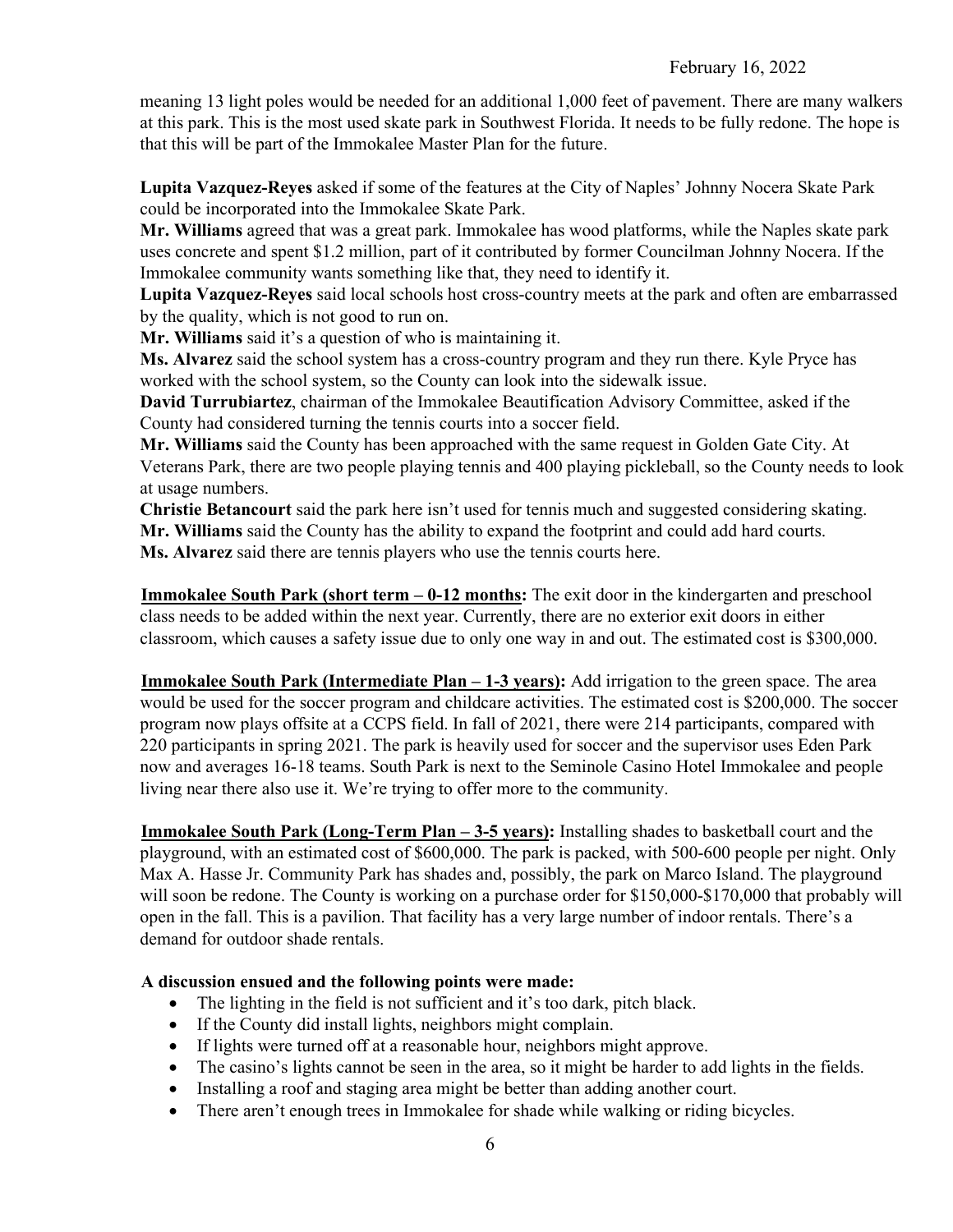meaning 13 light poles would be needed for an additional 1,000 feet of pavement. There are many walkers at this park. This is the most used skate park in Southwest Florida. It needs to be fully redone. The hope is that this will be part of the Immokalee Master Plan for the future.

**Lupita Vazquez-Reyes** asked if some of the features at the City of Naples' Johnny Nocera Skate Park could be incorporated into the Immokalee Skate Park.
**Mr. Williams** agreed that was a great park. Immokalee has wood platforms, while the Naples skate park uses concrete and spent $1.2 million, part of it contributed by former Councilman Johnny Nocera. If the Immokalee community wants something like that, they need to identify it.
**Lupita Vazquez-Reyes** said local schools host cross-country meets at the park and often are embarrassed by the quality, which is not good to run on.
**Mr. Williams** said it's a question of who is maintaining it.
**Ms. Alvarez** said the school system has a cross-country program and they run there. Kyle Pryce has worked with the school system, so the County can look into the sidewalk issue.
**David Turrubiartez**, chairman of the Immokalee Beautification Advisory Committee, asked if the County had considered turning the tennis courts into a soccer field.
**Mr. Williams** said the County has been approached with the same request in Golden Gate City. At Veterans Park, there are two people playing tennis and 400 playing pickleball, so the County needs to look at usage numbers.
**Christie Betancourt** said the park here isn't used for tennis much and suggested considering skating.
**Mr. Williams** said the County has the ability to expand the footprint and could add hard courts.
**Ms. Alvarez** said there are tennis players who use the tennis courts here.

**Immokalee South Park (short term – 0-12 months:** The exit door in the kindergarten and preschool class needs to be added within the next year. Currently, there are no exterior exit doors in either classroom, which causes a safety issue due to only one way in and out. The estimated cost is $300,000.

**Immokalee South Park (Intermediate Plan – 1-3 years):** Add irrigation to the green space. The area would be used for the soccer program and childcare activities. The estimated cost is $200,000. The soccer program now plays offsite at a CCPS field. In fall of 2021, there were 214 participants, compared with 220 participants in spring 2021. The park is heavily used for soccer and the supervisor uses Eden Park now and averages 16-18 teams. South Park is next to the Seminole Casino Hotel Immokalee and people living near there also use it. We're trying to offer more to the community.

**Immokalee South Park (Long-Term Plan – 3-5 years):** Installing shades to basketball court and the playground, with an estimated cost of $600,000. The park is packed, with 500-600 people per night. Only Max A. Hasse Jr. Community Park has shades and, possibly, the park on Marco Island. The playground will soon be redone. The County is working on a purchase order for $150,000-$170,000 that probably will open in the fall. This is a pavilion. That facility has a very large number of indoor rentals. There's a demand for outdoor shade rentals.

**A discussion ensued and the following points were made:**

- The lighting in the field is not sufficient and it's too dark, pitch black.
- If the County did install lights, neighbors might complain.
- If lights were turned off at a reasonable hour, neighbors might approve.
- The casino's lights cannot be seen in the area, so it might be harder to add lights in the fields.
- Installing a roof and staging area might be better than adding another court.
- There aren't enough trees in Immokalee for shade while walking or riding bicycles.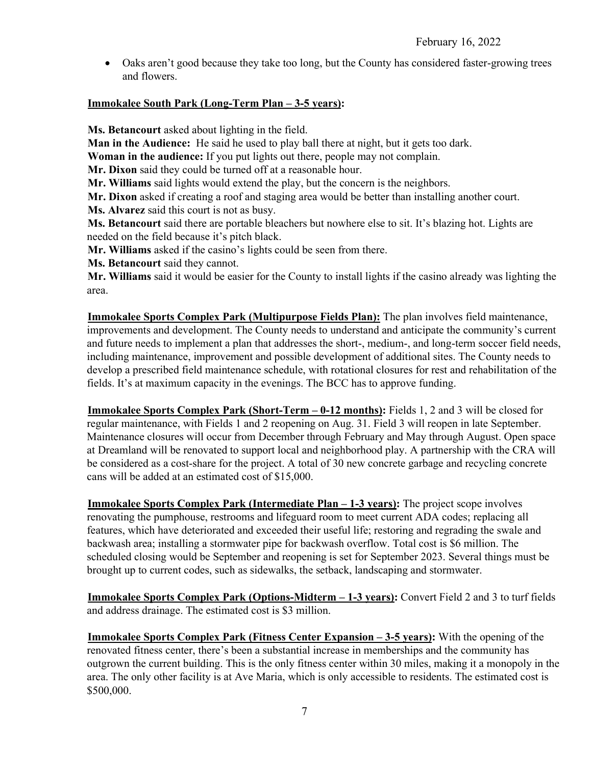- Oaks aren't good because they take too long, but the County has considered faster-growing trees and flowers.

**Immokalee South Park (Long-Term Plan – 3-5 years):**

**Ms. Betancourt** asked about lighting in the field.
**Man in the Audience:** He said he used to play ball there at night, but it gets too dark.
**Woman in the audience:** If you put lights out there, people may not complain.
**Mr. Dixon** said they could be turned off at a reasonable hour.
**Mr. Williams** said lights would extend the play, but the concern is the neighbors.
**Mr. Dixon** asked if creating a roof and staging area would be better than installing another court.
**Ms. Alvarez** said this court is not as busy.
**Ms. Betancourt** said there are portable bleachers but nowhere else to sit. It's blazing hot. Lights are needed on the field because it's pitch black.
**Mr. Williams** asked if the casino's lights could be seen from there.
**Ms. Betancourt** said they cannot.
**Mr. Williams** said it would be easier for the County to install lights if the casino already was lighting the area.

**Immokalee Sports Complex Park (Multipurpose Fields Plan):** The plan involves field maintenance, improvements and development. The County needs to understand and anticipate the community's current and future needs to implement a plan that addresses the short-, medium-, and long-term soccer field needs, including maintenance, improvement and possible development of additional sites. The County needs to develop a prescribed field maintenance schedule, with rotational closures for rest and rehabilitation of the fields. It's at maximum capacity in the evenings. The BCC has to approve funding.

**Immokalee Sports Complex Park (Short-Term – 0-12 months):** Fields 1, 2 and 3 will be closed for regular maintenance, with Fields 1 and 2 reopening on Aug. 31. Field 3 will reopen in late September. Maintenance closures will occur from December through February and May through August. Open space at Dreamland will be renovated to support local and neighborhood play. A partnership with the CRA will be considered as a cost-share for the project. A total of 30 new concrete garbage and recycling concrete cans will be added at an estimated cost of $15,000.

**Immokalee Sports Complex Park (Intermediate Plan – 1-3 years):** The project scope involves renovating the pumphouse, restrooms and lifeguard room to meet current ADA codes; replacing all features, which have deteriorated and exceeded their useful life; restoring and regrading the swale and backwash area; installing a stormwater pipe for backwash overflow. Total cost is $6 million. The scheduled closing would be September and reopening is set for September 2023. Several things must be brought up to current codes, such as sidewalks, the setback, landscaping and stormwater.

**Immokalee Sports Complex Park (Options-Midterm – 1-3 years):** Convert Field 2 and 3 to turf fields and address drainage. The estimated cost is $3 million.

**Immokalee Sports Complex Park (Fitness Center Expansion – 3-5 years):** With the opening of the renovated fitness center, there's been a substantial increase in memberships and the community has outgrown the current building. This is the only fitness center within 30 miles, making it a monopoly in the area. The only other facility is at Ave Maria, which is only accessible to residents. The estimated cost is $500,000.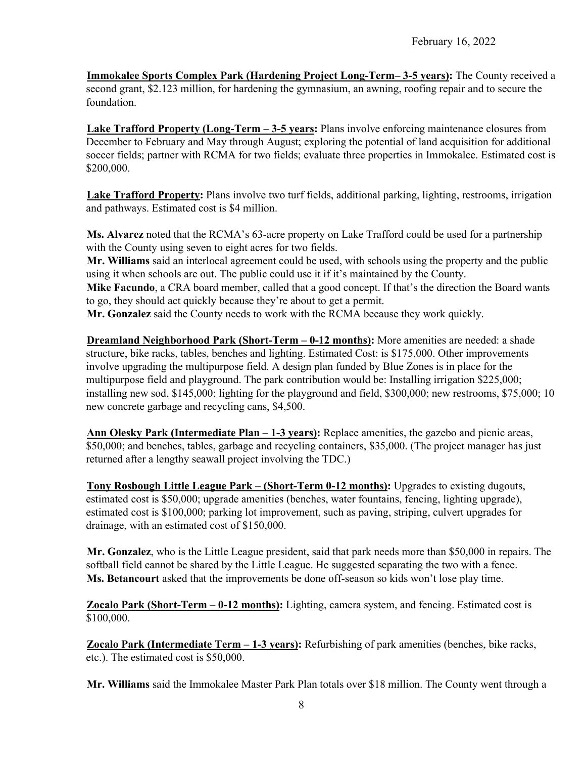**Immokalee Sports Complex Park (Hardening Project Long-Term– 3-5 years):** The County received a second grant, $2.123 million, for hardening the gymnasium, an awning, roofing repair and to secure the foundation.

**Lake Trafford Property (Long-Term – 3-5 years:** Plans involve enforcing maintenance closures from December to February and May through August; exploring the potential of land acquisition for additional soccer fields; partner with RCMA for two fields; evaluate three properties in Immokalee. Estimated cost is $200,000.

**Lake Trafford Property:** Plans involve two turf fields, additional parking, lighting, restrooms, irrigation and pathways. Estimated cost is $4 million.

**Ms. Alvarez** noted that the RCMA's 63-acre property on Lake Trafford could be used for a partnership with the County using seven to eight acres for two fields.
**Mr. Williams** said an interlocal agreement could be used, with schools using the property and the public using it when schools are out. The public could use it if it's maintained by the County.
**Mike Facundo**, a CRA board member, called that a good concept. If that's the direction the Board wants to go, they should act quickly because they're about to get a permit.
**Mr. Gonzalez** said the County needs to work with the RCMA because they work quickly.

**Dreamland Neighborhood Park (Short-Term – 0-12 months):** More amenities are needed: a shade structure, bike racks, tables, benches and lighting. Estimated Cost: is $175,000. Other improvements involve upgrading the multipurpose field. A design plan funded by Blue Zones is in place for the multipurpose field and playground. The park contribution would be: Installing irrigation $225,000; installing new sod, $145,000; lighting for the playground and field, $300,000; new restrooms, $75,000; 10 new concrete garbage and recycling cans, $4,500.

**Ann Olesky Park (Intermediate Plan – 1-3 years):** Replace amenities, the gazebo and picnic areas, $50,000; and benches, tables, garbage and recycling containers, $35,000. (The project manager has just returned after a lengthy seawall project involving the TDC.)

**Tony Rosbough Little League Park – (Short-Term 0-12 months):** Upgrades to existing dugouts, estimated cost is $50,000; upgrade amenities (benches, water fountains, fencing, lighting upgrade), estimated cost is $100,000; parking lot improvement, such as paving, striping, culvert upgrades for drainage, with an estimated cost of $150,000.

**Mr. Gonzalez**, who is the Little League president, said that park needs more than $50,000 in repairs. The softball field cannot be shared by the Little League. He suggested separating the two with a fence.
**Ms. Betancourt** asked that the improvements be done off-season so kids won't lose play time.

**Zocalo Park (Short-Term – 0-12 months):** Lighting, camera system, and fencing. Estimated cost is $100,000.

**Zocalo Park (Intermediate Term – 1-3 years):** Refurbishing of park amenities (benches, bike racks, etc.). The estimated cost is $50,000.

**Mr. Williams** said the Immokalee Master Park Plan totals over $18 million. The County went through a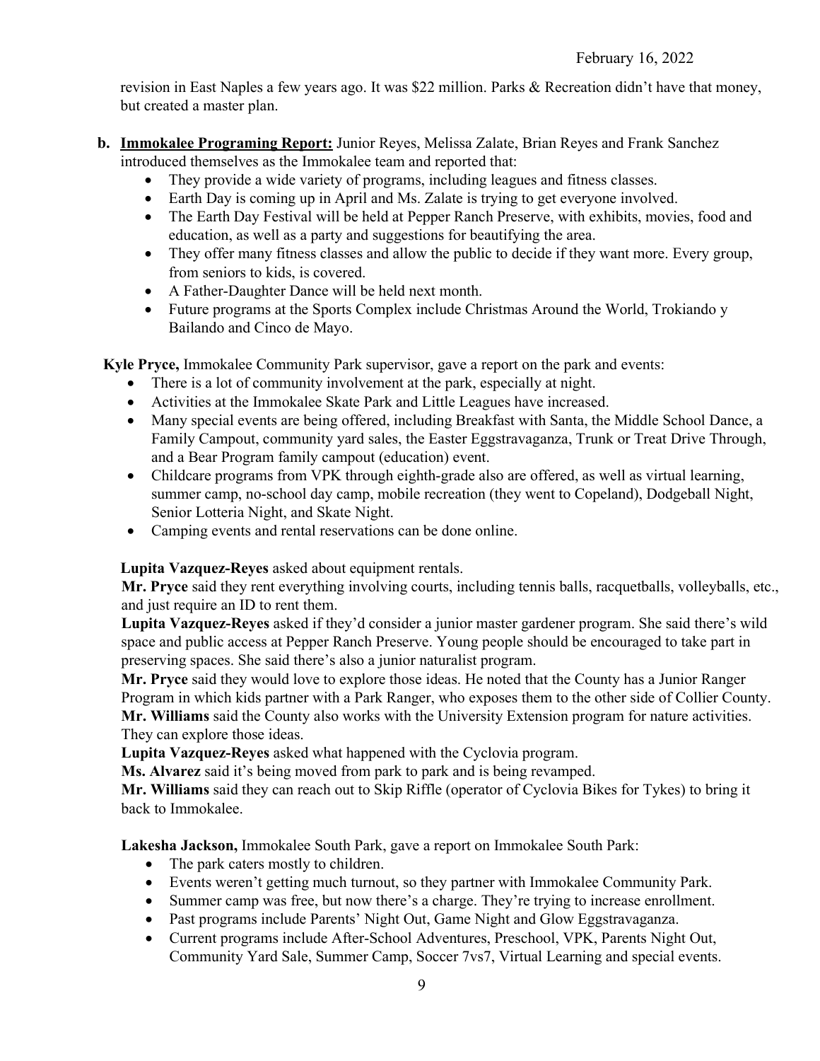revision in East Naples a few years ago. It was $22 million. Parks & Recreation didn't have that money, but created a master plan.

**b. <u>Immokalee Programing Report:</u>** Junior Reyes, Melissa Zalate, Brian Reyes and Frank Sanchez introduced themselves as the Immokalee team and reported that:

- They provide a wide variety of programs, including leagues and fitness classes.
- Earth Day is coming up in April and Ms. Zalate is trying to get everyone involved.
- The Earth Day Festival will be held at Pepper Ranch Preserve, with exhibits, movies, food and education, as well as a party and suggestions for beautifying the area.
- They offer many fitness classes and allow the public to decide if they want more. Every group, from seniors to kids, is covered.
- A Father-Daughter Dance will be held next month.
- Future programs at the Sports Complex include Christmas Around the World, Trokiando y Bailando and Cinco de Mayo.

**Kyle Pryce,** Immokalee Community Park supervisor, gave a report on the park and events:

- There is a lot of community involvement at the park, especially at night.
- Activities at the Immokalee Skate Park and Little Leagues have increased.
- Many special events are being offered, including Breakfast with Santa, the Middle School Dance, a Family Campout, community yard sales, the Easter Eggstravaganza, Trunk or Treat Drive Through, and a Bear Program family campout (education) event.
- Childcare programs from VPK through eighth-grade also are offered, as well as virtual learning, summer camp, no-school day camp, mobile recreation (they went to Copeland), Dodgeball Night, Senior Lotteria Night, and Skate Night.
- Camping events and rental reservations can be done online.

**Lupita Vazquez-Reyes** asked about equipment rentals.

**Mr. Pryce** said they rent everything involving courts, including tennis balls, racquetballs, volleyballs, etc., and just require an ID to rent them.

**Lupita Vazquez-Reyes** asked if they'd consider a junior master gardener program. She said there's wild space and public access at Pepper Ranch Preserve. Young people should be encouraged to take part in preserving spaces. She said there's also a junior naturalist program.

**Mr. Pryce** said they would love to explore those ideas. He noted that the County has a Junior Ranger Program in which kids partner with a Park Ranger, who exposes them to the other side of Collier County.

**Mr. Williams** said the County also works with the University Extension program for nature activities. They can explore those ideas.

**Lupita Vazquez-Reyes** asked what happened with the Cyclovia program.

**Ms. Alvarez** said it's being moved from park to park and is being revamped.

**Mr. Williams** said they can reach out to Skip Riffle (operator of Cyclovia Bikes for Tykes) to bring it back to Immokalee.

**Lakesha Jackson,** Immokalee South Park, gave a report on Immokalee South Park:

- The park caters mostly to children.
- Events weren't getting much turnout, so they partner with Immokalee Community Park.
- Summer camp was free, but now there's a charge. They're trying to increase enrollment.
- Past programs include Parents' Night Out, Game Night and Glow Eggstravaganza.
- Current programs include After-School Adventures, Preschool, VPK, Parents Night Out, Community Yard Sale, Summer Camp, Soccer 7vs7, Virtual Learning and special events.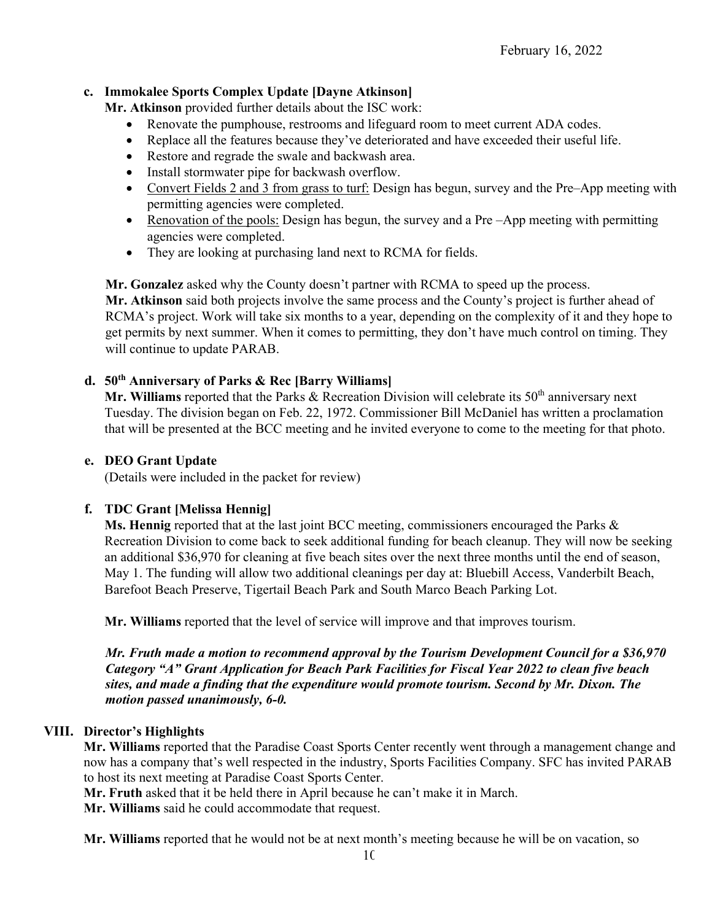**c. Immokalee Sports Complex Update [Dayne Atkinson]**

**Mr. Atkinson** provided further details about the ISC work:

- Renovate the pumphouse, restrooms and lifeguard room to meet current ADA codes.
- Replace all the features because they've deteriorated and have exceeded their useful life.
- Restore and regrade the swale and backwash area.
- Install stormwater pipe for backwash overflow.
- <u>Convert Fields 2 and 3 from grass to turf:</u> Design has begun, survey and the Pre–App meeting with permitting agencies were completed.
- <u>Renovation of the pools:</u> Design has begun, the survey and a Pre –App meeting with permitting agencies were completed.
- They are looking at purchasing land next to RCMA for fields.

**Mr. Gonzalez** asked why the County doesn't partner with RCMA to speed up the process.
**Mr. Atkinson** said both projects involve the same process and the County's project is further ahead of RCMA's project. Work will take six months to a year, depending on the complexity of it and they hope to get permits by next summer. When it comes to permitting, they don't have much control on timing. They will continue to update PARAB.

**d. 50th Anniversary of Parks & Rec [Barry Williams]**

**Mr. Williams** reported that the Parks & Recreation Division will celebrate its 50th anniversary next Tuesday. The division began on Feb. 22, 1972. Commissioner Bill McDaniel has written a proclamation that will be presented at the BCC meeting and he invited everyone to come to the meeting for that photo.

**e. DEO Grant Update**

(Details were included in the packet for review)

**f. TDC Grant [Melissa Hennig]**

**Ms. Hennig** reported that at the last joint BCC meeting, commissioners encouraged the Parks & Recreation Division to come back to seek additional funding for beach cleanup. They will now be seeking an additional $36,970 for cleaning at five beach sites over the next three months until the end of season, May 1. The funding will allow two additional cleanings per day at: Bluebill Access, Vanderbilt Beach, Barefoot Beach Preserve, Tigertail Beach Park and South Marco Beach Parking Lot.

**Mr. Williams** reported that the level of service will improve and that improves tourism.

***Mr. Fruth made a motion to recommend approval by the Tourism Development Council for a $36,970 Category "A" Grant Application for Beach Park Facilities for Fiscal Year 2022 to clean five beach sites, and made a finding that the expenditure would promote tourism. Second by Mr. Dixon. The motion passed unanimously, 6-0.***

## VIII. Director's Highlights

**Mr. Williams** reported that the Paradise Coast Sports Center recently went through a management change and now has a company that's well respected in the industry, Sports Facilities Company. SFC has invited PARAB to host its next meeting at Paradise Coast Sports Center.
**Mr. Fruth** asked that it be held there in April because he can't make it in March.
**Mr. Williams** said he could accommodate that request.

**Mr. Williams** reported that he would not be at next month's meeting because he will be on vacation, so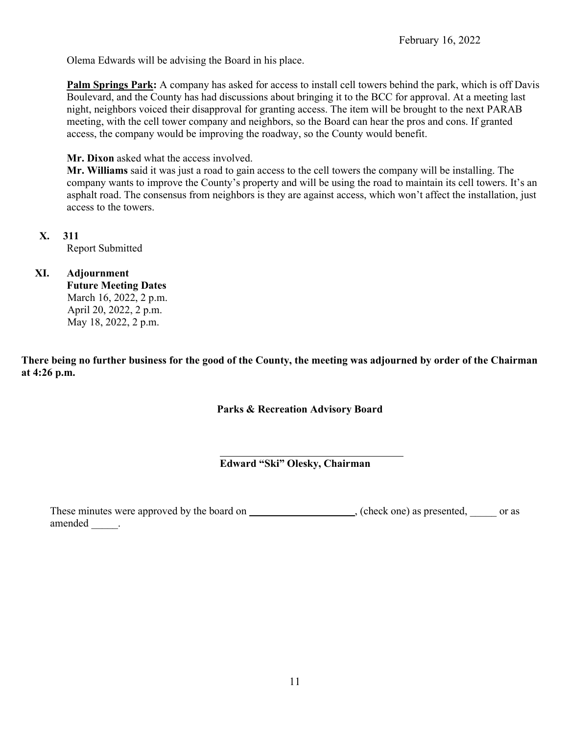Olema Edwards will be advising the Board in his place.

**Palm Springs Park:** A company has asked for access to install cell towers behind the park, which is off Davis Boulevard, and the County has had discussions about bringing it to the BCC for approval. At a meeting last night, neighbors voiced their disapproval for granting access. The item will be brought to the next PARAB meeting, with the cell tower company and neighbors, so the Board can hear the pros and cons. If granted access, the company would be improving the roadway, so the County would benefit.

**Mr. Dixon** asked what the access involved.
**Mr. Williams** said it was just a road to gain access to the cell towers the company will be installing. The company wants to improve the County's property and will be using the road to maintain its cell towers. It's an asphalt road. The consensus from neighbors is they are against access, which won't affect the installation, just access to the towers.

**X. 311**
Report Submitted

**XI. Adjournment**
**Future Meeting Dates**
March 16, 2022, 2 p.m.
April 20, 2022, 2 p.m.
May 18, 2022, 2 p.m.

**There being no further business for the good of the County, the meeting was adjourned by order of the Chairman at 4:26 p.m.**

**Parks & Recreation Advisory Board**

______________________________
**Edward "Ski" Olesky, Chairman**

These minutes were approved by the board on ____________________, (check one) as presented, _____ or as amended _____.